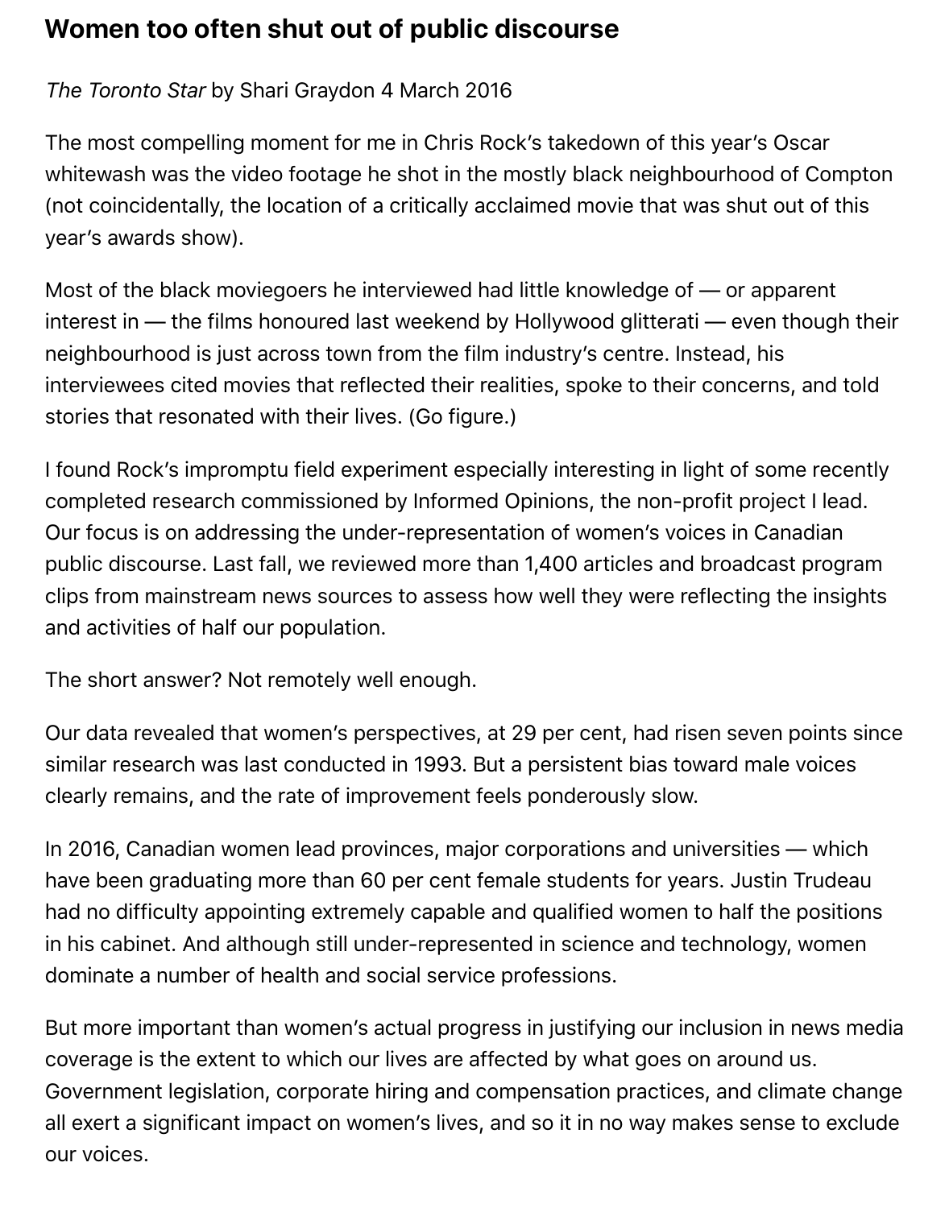# Women too often shut out of public discourse

*The Toronto Star* by Shari Graydon 4 March 2016

The most compelling moment for me in Chris Rock's takedown of this year's Oscar whitewash was the video footage he shot in the mostly black neighbourhood of Compton (not coincidentally, the location of a critically acclaimed movie that was shut out of this year's awards show).

Most of the black moviegoers he interviewed had little knowledge of — or apparent interest in — the films honoured last weekend by Hollywood glitterati — even though their neighbourhood is just across town from the film industry's centre. Instead, his interviewees cited movies that reflected their realities, spoke to their concerns, and told stories that resonated with their lives. (Go figure.)

I found Rock's impromptu field experiment especially interesting in light of some recently completed research commissioned by Informed Opinions, the non-profit project I lead. Our focus is on addressing the under-representation of women's voices in Canadian public discourse. Last fall, we reviewed more than 1,400 articles and broadcast program clips from mainstream news sources to assess how well they were reflecting the insights and activities of half our population.

The short answer? Not remotely well enough.

Our data revealed that women's perspectives, at 29 per cent, had risen seven points since similar research was last conducted in 1993. But a persistent bias toward male voices clearly remains, and the rate of improvement feels ponderously slow.

In 2016, Canadian women lead provinces, major corporations and universities — which have been graduating more than 60 per cent female students for years. Justin Trudeau had no difficulty appointing extremely capable and qualified women to half the positions in his cabinet. And although still under-represented in science and technology, women dominate a number of health and social service professions.

But more important than women's actual progress in justifying our inclusion in news media coverage is the extent to which our lives are affected by what goes on around us. Government legislation, corporate hiring and compensation practices, and climate change all exert a significant impact on women's lives, and so it in no way makes sense to exclude our voices.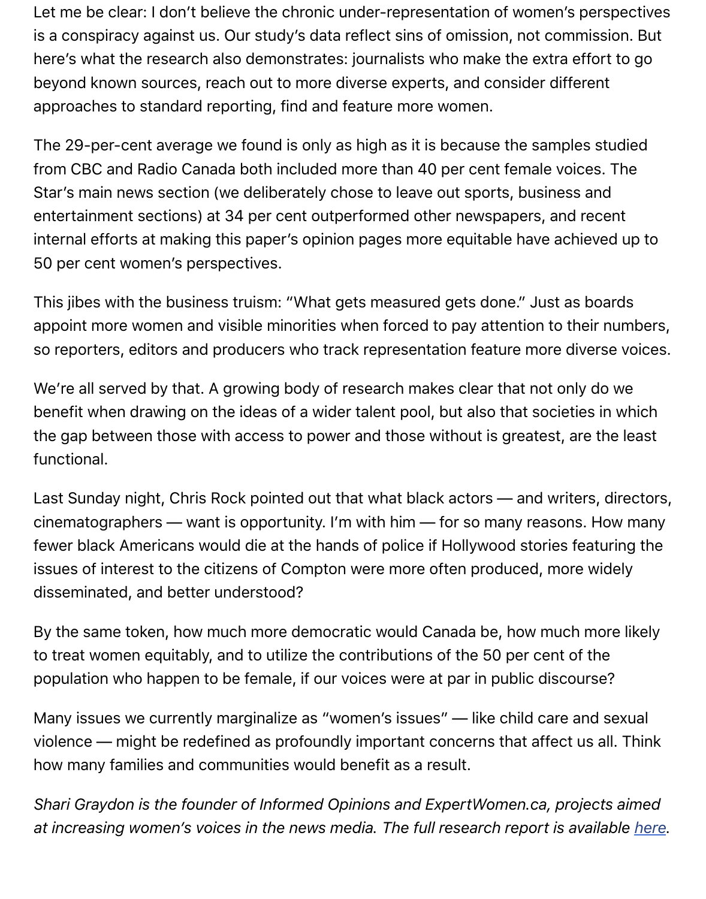Let me be clear: I don't believe the chronic under-representation of women's perspectives is a conspiracy against us. Our study's data reflect sins of omission, not commission. But here's what the research also demonstrates: journalists who make the extra effort to go beyond known sources, reach out to more diverse experts, and consider different approaches to standard reporting, find and feature more women.

The 29-per-cent average we found is only as high as it is because the samples studied from CBC and Radio Canada both included more than 40 per cent female voices. The Star's main news section (we deliberately chose to leave out sports, business and entertainment sections) at 34 per cent outperformed other newspapers, and recent internal efforts at making this paper's opinion pages more equitable have achieved up to 50 per cent women's perspectives.

This jibes with the business truism: "What gets measured gets done." Just as boards appoint more women and visible minorities when forced to pay attention to their numbers, so reporters, editors and producers who track representation feature more diverse voices.

We're all served by that. A growing body of research makes clear that not only do we benefit when drawing on the ideas of a wider talent pool, but also that societies in which the gap between those with access to power and those without is greatest, are the least functional.

Last Sunday night, Chris Rock pointed out that what black actors — and writers, directors, cinematographers — want is opportunity. I'm with him — for so many reasons. How many fewer black Americans would die at the hands of police if Hollywood stories featuring the issues of interest to the citizens of Compton were more often produced, more widely disseminated, and better understood?

By the same token, how much more democratic would Canada be, how much more likely to treat women equitably, and to utilize the contributions of the 50 per cent of the population who happen to be female, if our voices were at par in public discourse?

Many issues we currently marginalize as "women's issues" — like child care and sexual violence — might be redefined as profoundly important concerns that affect us all. Think how many families and communities would benefit as a result.

*Shari Graydon is the founder of Informed Opinions and ExpertWomen.ca, projects aimed at increasing women's voices in the news media. The full research report is available [here](#).*